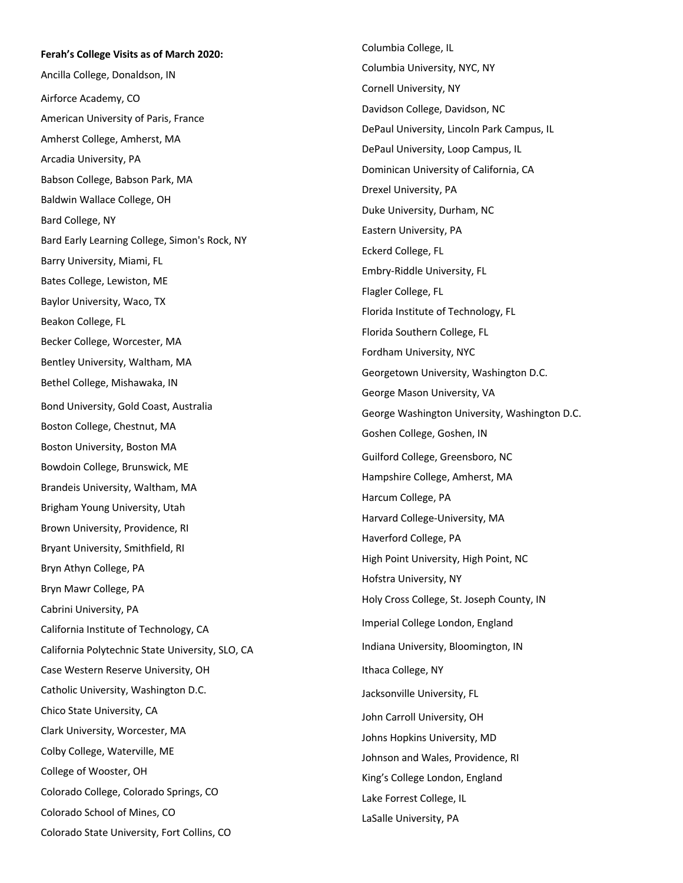**Ferah's College Visits as of March 2020:**

Ancilla College, Donaldson, IN

Airforce Academy, CO

American University of Paris, France

Amherst College, Amherst, MA

Arcadia University, PA

Babson College, Babson Park, MA

Baldwin Wallace College, OH

Bard College, NY

Bard Early Learning College, Simon's Rock, NY

Barry University, Miami, FL

Bates College, Lewiston, ME

Baylor University, Waco, TX

Beakon College, FL

Becker College, Worcester, MA

Bentley University, Waltham, MA

Bethel College, Mishawaka, IN

Bond University, Gold Coast, Australia

Boston College, Chestnut, MA

Boston University, Boston MA

Bowdoin College, Brunswick, ME

Brandeis University, Waltham, MA

Brigham Young University, Utah

Brown University, Providence, RI

Bryant University, Smithfield, RI

Bryn Athyn College, PA

Bryn Mawr College, PA

Cabrini University, PA

California Institute of Technology, CA

California Polytechnic State University, SLO, CA

Case Western Reserve University, OH

Catholic University, Washington D.C.

Chico State University, CA

Clark University, Worcester, MA

Colby College, Waterville, ME

College of Wooster, OH

Colorado College, Colorado Springs, CO

Colorado School of Mines, CO

Colorado State University, Fort Collins, CO

Columbia College, IL

Columbia University, NYC, NY

Cornell University, NY

Davidson College, Davidson, NC

DePaul University, Lincoln Park Campus, IL

DePaul University, Loop Campus, IL

Dominican University of California, CA

Drexel University, PA

Duke University, Durham, NC

Eastern University, PA

Eckerd College, FL

Embry-Riddle University, FL

Flagler College, FL

Florida Institute of Technology, FL

Florida Southern College, FL

Fordham University, NYC

Georgetown University, Washington D.C.

George Mason University, VA

George Washington University, Washington D.C.

Goshen College, Goshen, IN

Guilford College, Greensboro, NC

Hampshire College, Amherst, MA

Harcum College, PA

Harvard College-University, MA

Haverford College, PA

High Point University, High Point, NC

Hofstra University, NY

Holy Cross College, St. Joseph County, IN

Imperial College London, England

Indiana University, Bloomington, IN

Ithaca College, NY

Jacksonville University, FL

John Carroll University, OH

Johns Hopkins University, MD

Johnson and Wales, Providence, RI

King's College London, England

Lake Forrest College, IL

LaSalle University, PA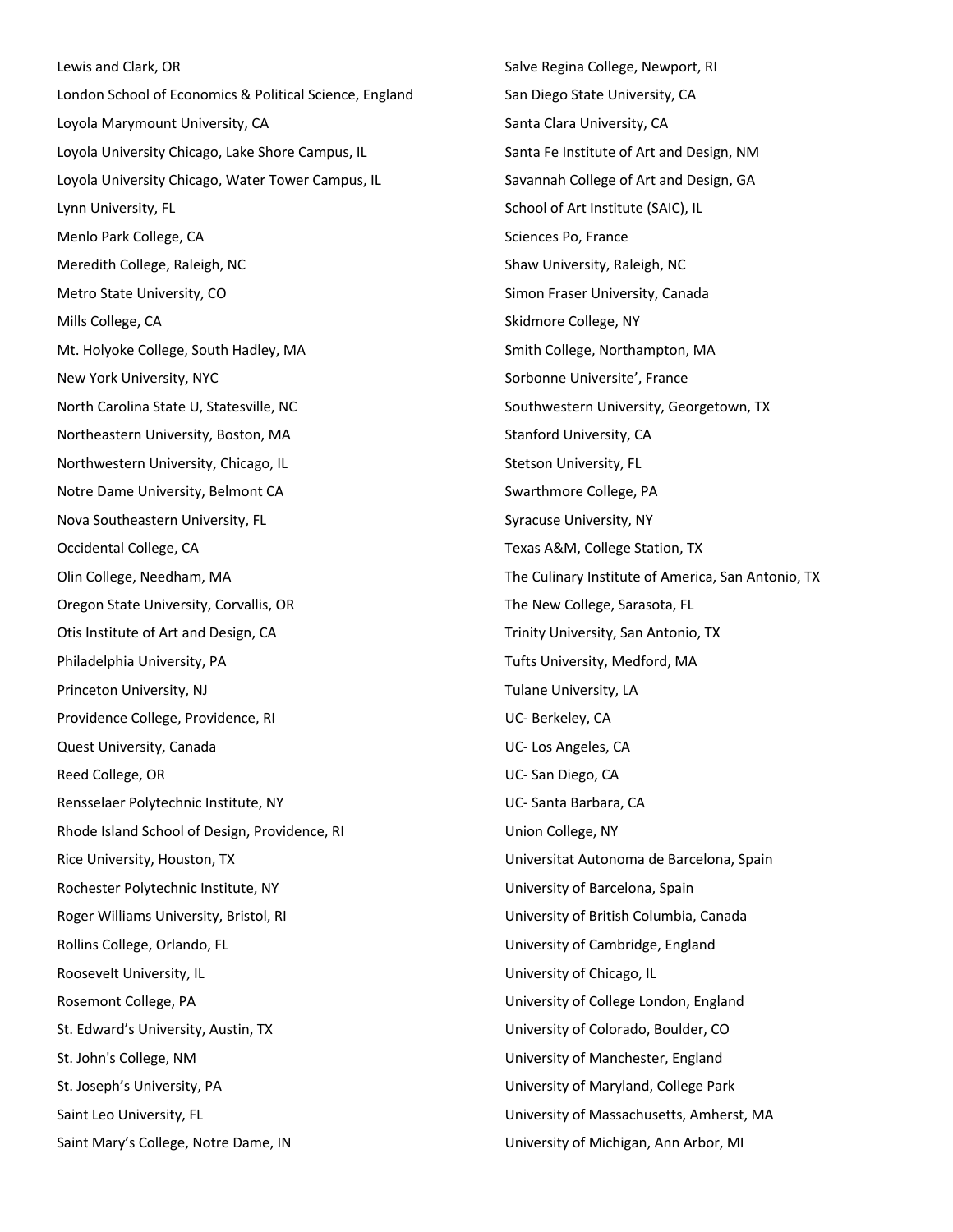Lewis and Clark, OR

London School of Economics & Political Science, England

Loyola Marymount University, CA

Loyola University Chicago, Lake Shore Campus, IL

Loyola University Chicago, Water Tower Campus, IL

Lynn University, FL

Menlo Park College, CA

Meredith College, Raleigh, NC

Metro State University, CO

Mills College, CA

Mt. Holyoke College, South Hadley, MA

New York University, NYC

North Carolina State U, Statesville, NC

Northeastern University, Boston, MA

Northwestern University, Chicago, IL

Notre Dame University, Belmont CA

Nova Southeastern University, FL

Occidental College, CA

Olin College, Needham, MA

Oregon State University, Corvallis, OR

Otis Institute of Art and Design, CA

Philadelphia University, PA

Princeton University, NJ

Providence College, Providence, RI

Quest University, Canada

Reed College, OR

Rensselaer Polytechnic Institute, NY

Rhode Island School of Design, Providence, RI

Rice University, Houston, TX

Rochester Polytechnic Institute, NY

Roger Williams University, Bristol, RI

Rollins College, Orlando, FL

Roosevelt University, IL

Rosemont College, PA

St. Edward's University, Austin, TX

St. John's College, NM

St. Joseph's University, PA

Saint Leo University, FL

Saint Mary's College, Notre Dame, IN

Salve Regina College, Newport, RI

San Diego State University, CA

Santa Clara University, CA

Santa Fe Institute of Art and Design, NM

Savannah College of Art and Design, GA

School of Art Institute (SAIC), IL

Sciences Po, France

Shaw University, Raleigh, NC

Simon Fraser University, Canada

Skidmore College, NY

Smith College, Northampton, MA

Sorbonne Universite', France

Southwestern University, Georgetown, TX

Stanford University, CA

Stetson University, FL

Swarthmore College, PA

Syracuse University, NY

Texas A&M, College Station, TX

The Culinary Institute of America, San Antonio, TX

The New College, Sarasota, FL

Trinity University, San Antonio, TX

Tufts University, Medford, MA

Tulane University, LA

UC- Berkeley, CA

UC- Los Angeles, CA

UC- San Diego, CA

UC- Santa Barbara, CA

Union College, NY

Universitat Autonoma de Barcelona, Spain

University of Barcelona, Spain

University of British Columbia, Canada

University of Cambridge, England

University of Chicago, IL

University of College London, England

University of Colorado, Boulder, CO

University of Manchester, England

University of Maryland, College Park

University of Massachusetts, Amherst, MA

University of Michigan, Ann Arbor, MI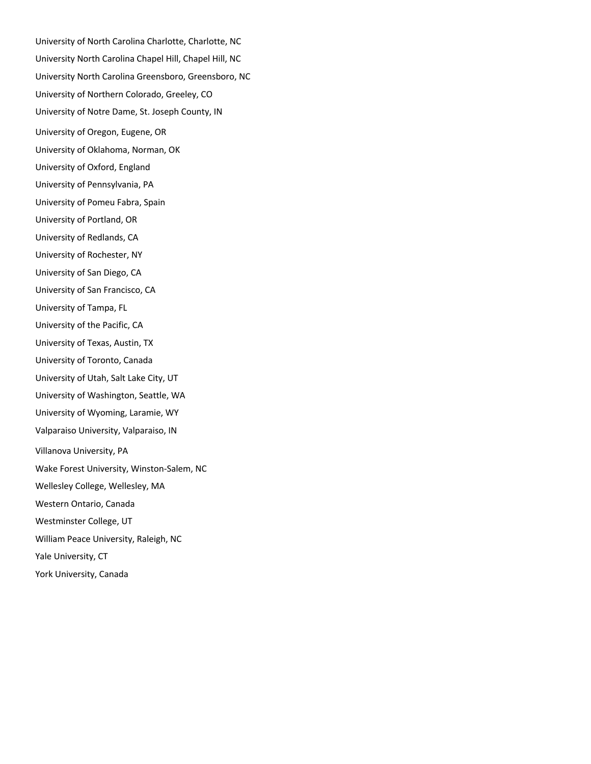University of North Carolina Charlotte, Charlotte, NC

University North Carolina Chapel Hill, Chapel Hill, NC

University North Carolina Greensboro, Greensboro, NC

University of Northern Colorado, Greeley, CO

University of Notre Dame, St. Joseph County, IN

University of Oregon, Eugene, OR

University of Oklahoma, Norman, OK

University of Oxford, England

University of Pennsylvania, PA

University of Pomeu Fabra, Spain

University of Portland, OR

University of Redlands, CA

University of Rochester, NY

University of San Diego, CA

University of San Francisco, CA

University of Tampa, FL

University of the Pacific, CA

University of Texas, Austin, TX

University of Toronto, Canada

University of Utah, Salt Lake City, UT

University of Washington, Seattle, WA

University of Wyoming, Laramie, WY

Valparaiso University, Valparaiso, IN

Villanova University, PA

Wake Forest University, Winston-Salem, NC

Wellesley College, Wellesley, MA

Western Ontario, Canada

Westminster College, UT

William Peace University, Raleigh, NC

Yale University, CT

York University, Canada